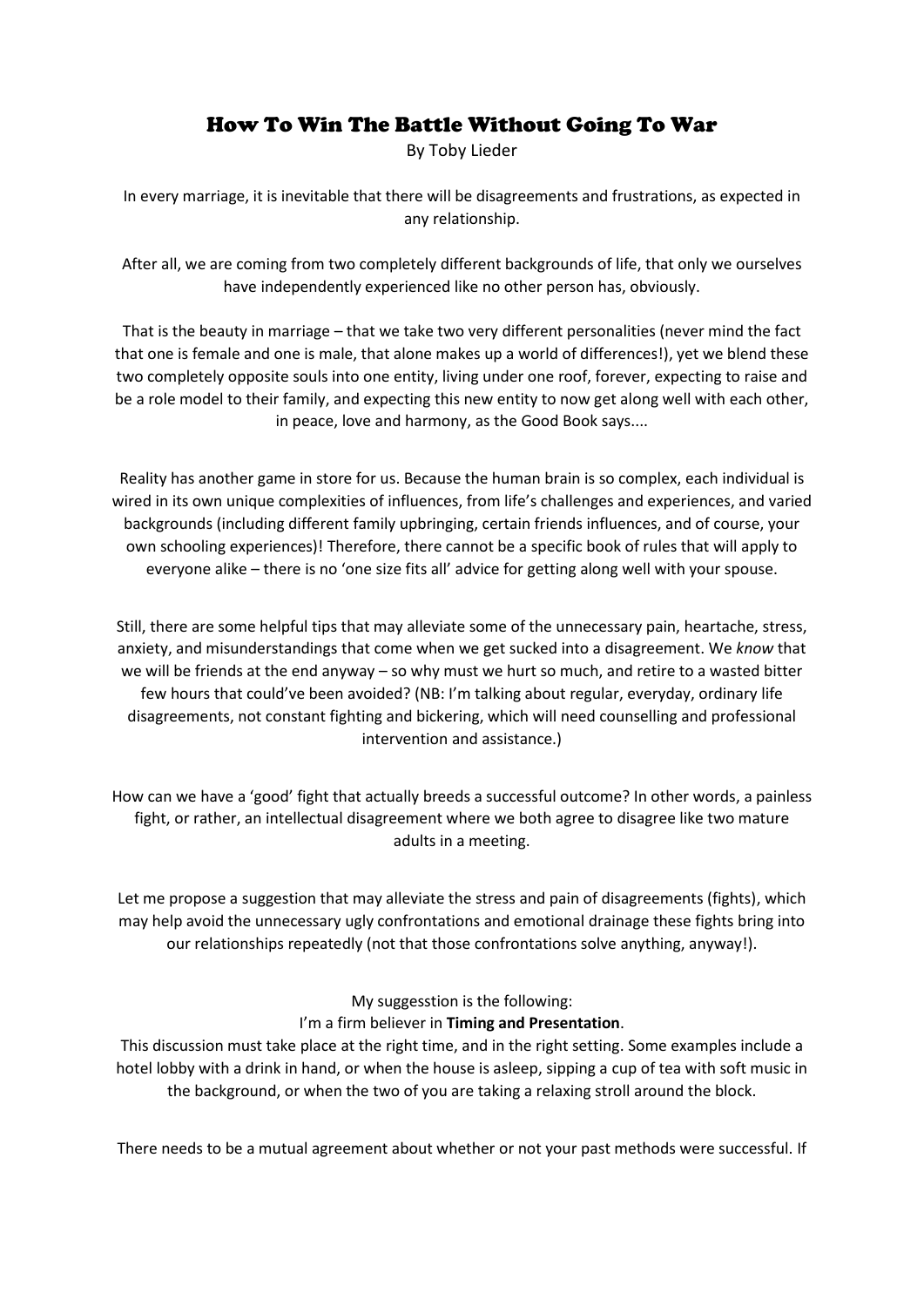# How To Win The Battle Without Going To War

By Toby Lieder

In every marriage, it is inevitable that there will be disagreements and frustrations, as expected in any relationship.

After all, we are coming from two completely different backgrounds of life, that only we ourselves have independently experienced like no other person has, obviously.

That is the beauty in marriage – that we take two very different personalities (never mind the fact that one is female and one is male, that alone makes up a world of differences!), yet we blend these two completely opposite souls into one entity, living under one roof, forever, expecting to raise and be a role model to their family, and expecting this new entity to now get along well with each other, in peace, love and harmony, as the Good Book says....

Reality has another game in store for us. Because the human brain is so complex, each individual is wired in its own unique complexities of influences, from life's challenges and experiences, and varied backgrounds (including different family upbringing, certain friends influences, and of course, your own schooling experiences)! Therefore, there cannot be a specific book of rules that will apply to everyone alike – there is no 'one size fits all' advice for getting along well with your spouse.

Still, there are some helpful tips that may alleviate some of the unnecessary pain, heartache, stress, anxiety, and misunderstandings that come when we get sucked into a disagreement. We *know* that we will be friends at the end anyway – so why must we hurt so much, and retire to a wasted bitter few hours that could've been avoided? (NB: I'm talking about regular, everyday, ordinary life disagreements, not constant fighting and bickering, which will need counselling and professional intervention and assistance.)

How can we have a 'good' fight that actually breeds a successful outcome? In other words, a painless fight, or rather, an intellectual disagreement where we both agree to disagree like two mature adults in a meeting.

Let me propose a suggestion that may alleviate the stress and pain of disagreements (fights), which may help avoid the unnecessary ugly confrontations and emotional drainage these fights bring into our relationships repeatedly (not that those confrontations solve anything, anyway!).

My suggesstion is the following:
I'm a firm believer in **Timing and Presentation**.
This discussion must take place at the right time, and in the right setting. Some examples include a hotel lobby with a drink in hand, or when the house is asleep, sipping a cup of tea with soft music in the background, or when the two of you are taking a relaxing stroll around the block.

There needs to be a mutual agreement about whether or not your past methods were successful. If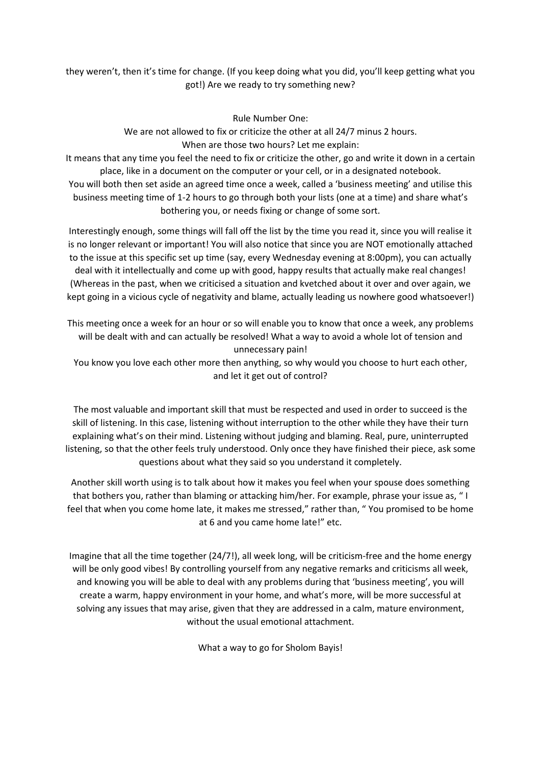they weren't, then it's time for change. (If you keep doing what you did, you'll keep getting what you got!) Are we ready to try something new?

Rule Number One:

We are not allowed to fix or criticize the other at all 24/7 minus 2 hours.

When are those two hours? Let me explain:

It means that any time you feel the need to fix or criticize the other, go and write it down in a certain place, like in a document on the computer or your cell, or in a designated notebook. You will both then set aside an agreed time once a week, called a 'business meeting' and utilise this business meeting time of 1-2 hours to go through both your lists (one at a time) and share what's bothering you, or needs fixing or change of some sort.

Interestingly enough, some things will fall off the list by the time you read it, since you will realise it is no longer relevant or important! You will also notice that since you are NOT emotionally attached to the issue at this specific set up time (say, every Wednesday evening at 8:00pm), you can actually deal with it intellectually and come up with good, happy results that actually make real changes! (Whereas in the past, when we criticised a situation and kvetched about it over and over again, we kept going in a vicious cycle of negativity and blame, actually leading us nowhere good whatsoever!)

This meeting once a week for an hour or so will enable you to know that once a week, any problems will be dealt with and can actually be resolved! What a way to avoid a whole lot of tension and unnecessary pain!

You know you love each other more then anything, so why would you choose to hurt each other, and let it get out of control?

The most valuable and important skill that must be respected and used in order to succeed is the skill of listening. In this case, listening without interruption to the other while they have their turn explaining what's on their mind. Listening without judging and blaming. Real, pure, uninterrupted listening, so that the other feels truly understood. Only once they have finished their piece, ask some questions about what they said so you understand it completely.

Another skill worth using is to talk about how it makes you feel when your spouse does something that bothers you, rather than blaming or attacking him/her. For example, phrase your issue as, " I feel that when you come home late, it makes me stressed," rather than, " You promised to be home at 6 and you came home late!" etc.

Imagine that all the time together (24/7!), all week long, will be criticism-free and the home energy will be only good vibes! By controlling yourself from any negative remarks and criticisms all week, and knowing you will be able to deal with any problems during that 'business meeting', you will create a warm, happy environment in your home, and what's more, will be more successful at solving any issues that may arise, given that they are addressed in a calm, mature environment, without the usual emotional attachment.

What a way to go for Sholom Bayis!